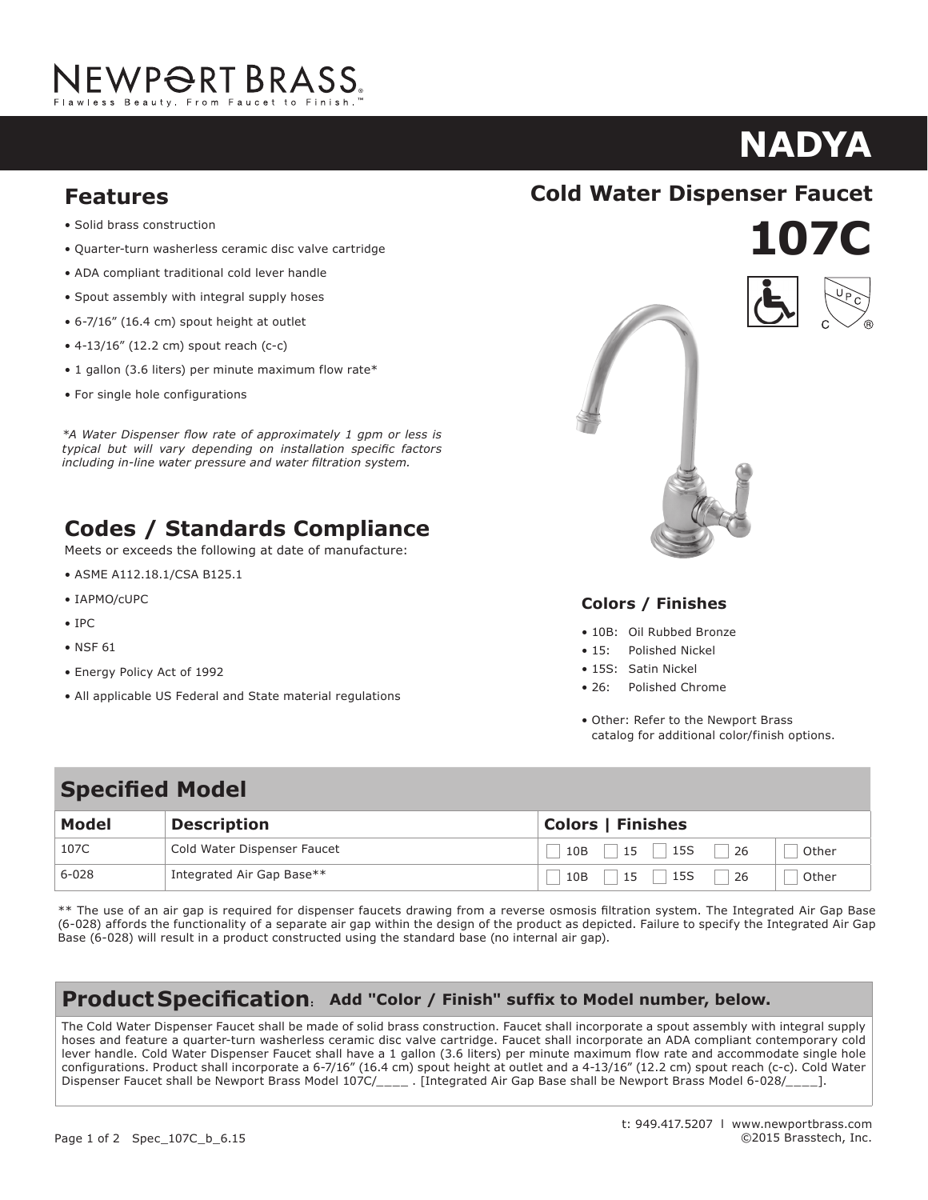NEWPORT BRASS®
Flawless Beauty. From Faucet to Finish.™

# NADYA

## Cold Water Dispenser Faucet

# 107C

## Features

- Solid brass construction
- Quarter-turn washerless ceramic disc valve cartridge
- ADA compliant traditional cold lever handle
- Spout assembly with integral supply hoses
- 6-7/16" (16.4 cm) spout height at outlet
- 4-13/16" (12.2 cm) spout reach (c-c)
- 1 gallon (3.6 liters) per minute maximum flow rate*
- For single hole configurations

*\*A Water Dispenser flow rate of approximately 1 gpm or less is typical but will vary depending on installation specific factors including in-line water pressure and water filtration system.*

## Codes / Standards Compliance

Meets or exceeds the following at date of manufacture:

- ASME A112.18.1/CSA B125.1
- IAPMO/cUPC
- IPC
- NSF 61
- Energy Policy Act of 1992
- All applicable US Federal and State material regulations

### Colors / Finishes

- 10B: Oil Rubbed Bronze
- 15: Polished Nickel
- 15S: Satin Nickel
- 26: Polished Chrome
- Other: Refer to the Newport Brass catalog for additional color/finish options.

## Specified Model

| Model | Description | Colors \| Finishes |
|---|---|---|
| 107C | Cold Water Dispenser Faucet | ☐ 10B ☐ 15 ☐ 15S ☐ 26 ☐ Other |
| 6-028 | Integrated Air Gap Base** | ☐ 10B ☐ 15 ☐ 15S ☐ 26 ☐ Other |

** The use of an air gap is required for dispenser faucets drawing from a reverse osmosis filtration system. The Integrated Air Gap Base (6-028) affords the functionality of a separate air gap within the design of the product as depicted. Failure to specify the Integrated Air Gap Base (6-028) will result in a product constructed using the standard base (no internal air gap).

## Product Specification: Add "Color / Finish" suffix to Model number, below.

The Cold Water Dispenser Faucet shall be made of solid brass construction. Faucet shall incorporate a spout assembly with integral supply hoses and feature a quarter-turn washerless ceramic disc valve cartridge. Faucet shall incorporate an ADA compliant contemporary cold lever handle. Cold Water Dispenser Faucet shall have a 1 gallon (3.6 liters) per minute maximum flow rate and accommodate single hole configurations. Product shall incorporate a 6-7/16" (16.4 cm) spout height at outlet and a 4-13/16" (12.2 cm) spout reach (c-c). Cold Water Dispenser Faucet shall be Newport Brass Model 107C/____ . [Integrated Air Gap Base shall be Newport Brass Model 6-028/____].

t: 949.417.5207 | www.newportbrass.com
©2015 Brasstech, Inc.

Spec_107C_b_6.15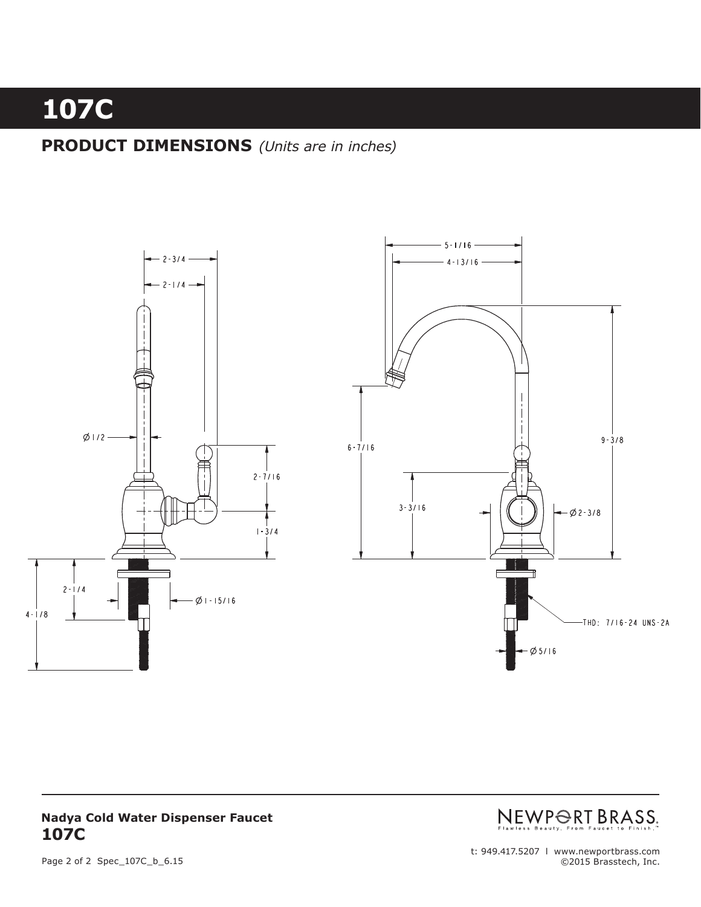# 107C

## PRODUCT DIMENSIONS *(Units are in inches)*

2-3/4

2-1/4

Ø1/2

2-7/16

1-3/4

2-1/4

4-1/8

Ø1-15/16

5-1/16

4-13/16

6-7/16

9-3/8

3-3/16

Ø2-3/8

THD: 7/16-24 UNS-2A

Ø5/16

**Nadya Cold Water Dispenser Faucet**
**107C**

Page 2 of 2 Spec_107C_b_6.15

NEWPORT BRASS.
Flawless Beauty. From Faucet to Finish.™

t: 949.417.5207 l www.newportbrass.com
©2015 Brasstech, Inc.